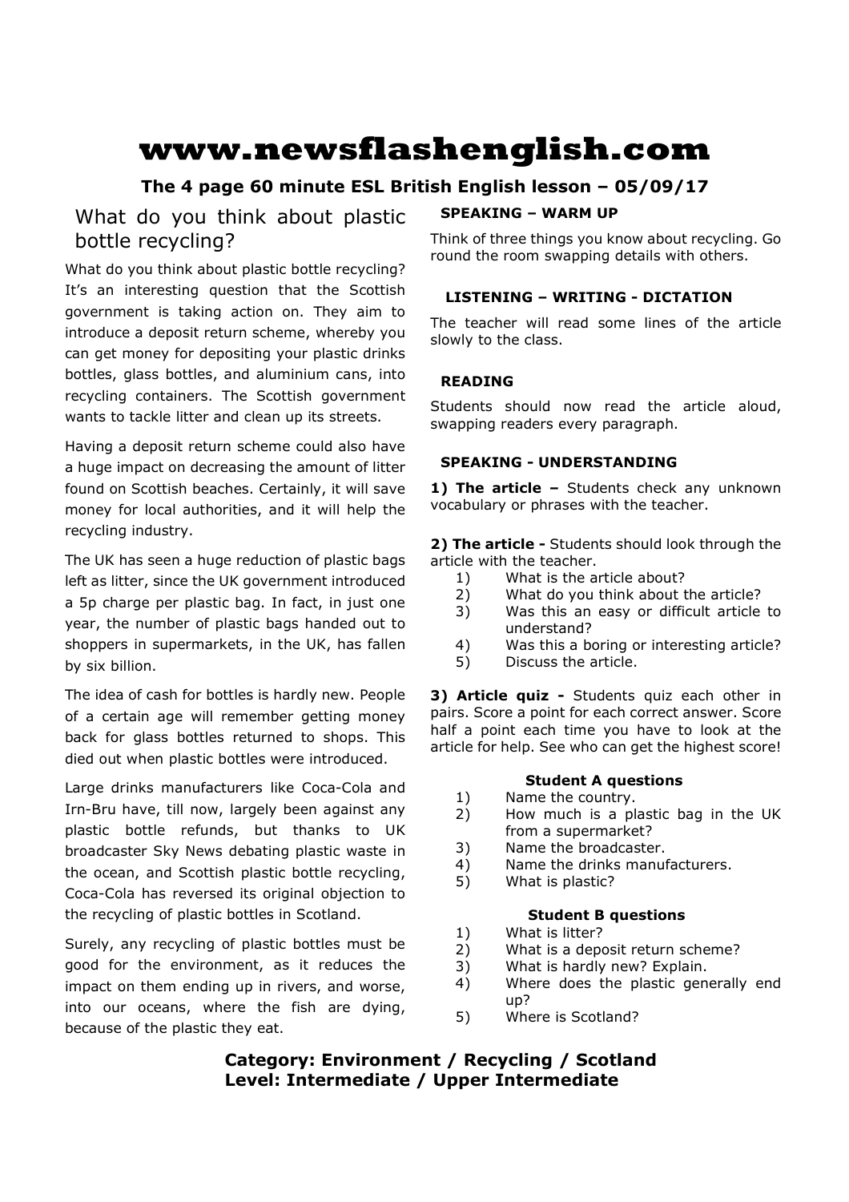# www.newsflashenglish.com

**The 4 page 60 minute ESL British English lesson – 05/09/17**

## What do you think about plastic bottle recycling?

What do you think about plastic bottle recycling? It's an interesting question that the Scottish government is taking action on. They aim to introduce a deposit return scheme, whereby you can get money for depositing your plastic drinks bottles, glass bottles, and aluminium cans, into recycling containers. The Scottish government wants to tackle litter and clean up its streets.

Having a deposit return scheme could also have a huge impact on decreasing the amount of litter found on Scottish beaches. Certainly, it will save money for local authorities, and it will help the recycling industry.

The UK has seen a huge reduction of plastic bags left as litter, since the UK government introduced a 5p charge per plastic bag. In fact, in just one year, the number of plastic bags handed out to shoppers in supermarkets, in the UK, has fallen by six billion.

The idea of cash for bottles is hardly new. People of a certain age will remember getting money back for glass bottles returned to shops. This died out when plastic bottles were introduced.

Large drinks manufacturers like Coca-Cola and Irn-Bru have, till now, largely been against any plastic bottle refunds, but thanks to UK broadcaster Sky News debating plastic waste in the ocean, and Scottish plastic bottle recycling, Coca-Cola has reversed its original objection to the recycling of plastic bottles in Scotland.

Surely, any recycling of plastic bottles must be good for the environment, as it reduces the impact on them ending up in rivers, and worse, into our oceans, where the fish are dying, because of the plastic they eat.

### SPEAKING – WARM UP

Think of three things you know about recycling. Go round the room swapping details with others.

### LISTENING – WRITING - DICTATION

The teacher will read some lines of the article slowly to the class.

### READING

Students should now read the article aloud, swapping readers every paragraph.

### SPEAKING - UNDERSTANDING

**1) The article –** Students check any unknown vocabulary or phrases with the teacher.

**2) The article -** Students should look through the article with the teacher.

1) What is the article about?
2) What do you think about the article?
3) Was this an easy or difficult article to understand?
4) Was this a boring or interesting article?
5) Discuss the article.

**3) Article quiz -** Students quiz each other in pairs. Score a point for each correct answer. Score half a point each time you have to look at the article for help. See who can get the highest score!

**Student A questions**

1) Name the country.
2) How much is a plastic bag in the UK from a supermarket?
3) Name the broadcaster.
4) Name the drinks manufacturers.
5) What is plastic?

**Student B questions**

1) What is litter?
2) What is a deposit return scheme?
3) What is hardly new? Explain.
4) Where does the plastic generally end up?
5) Where is Scotland?

**Category: Environment / Recycling / Scotland**
**Level: Intermediate / Upper Intermediate**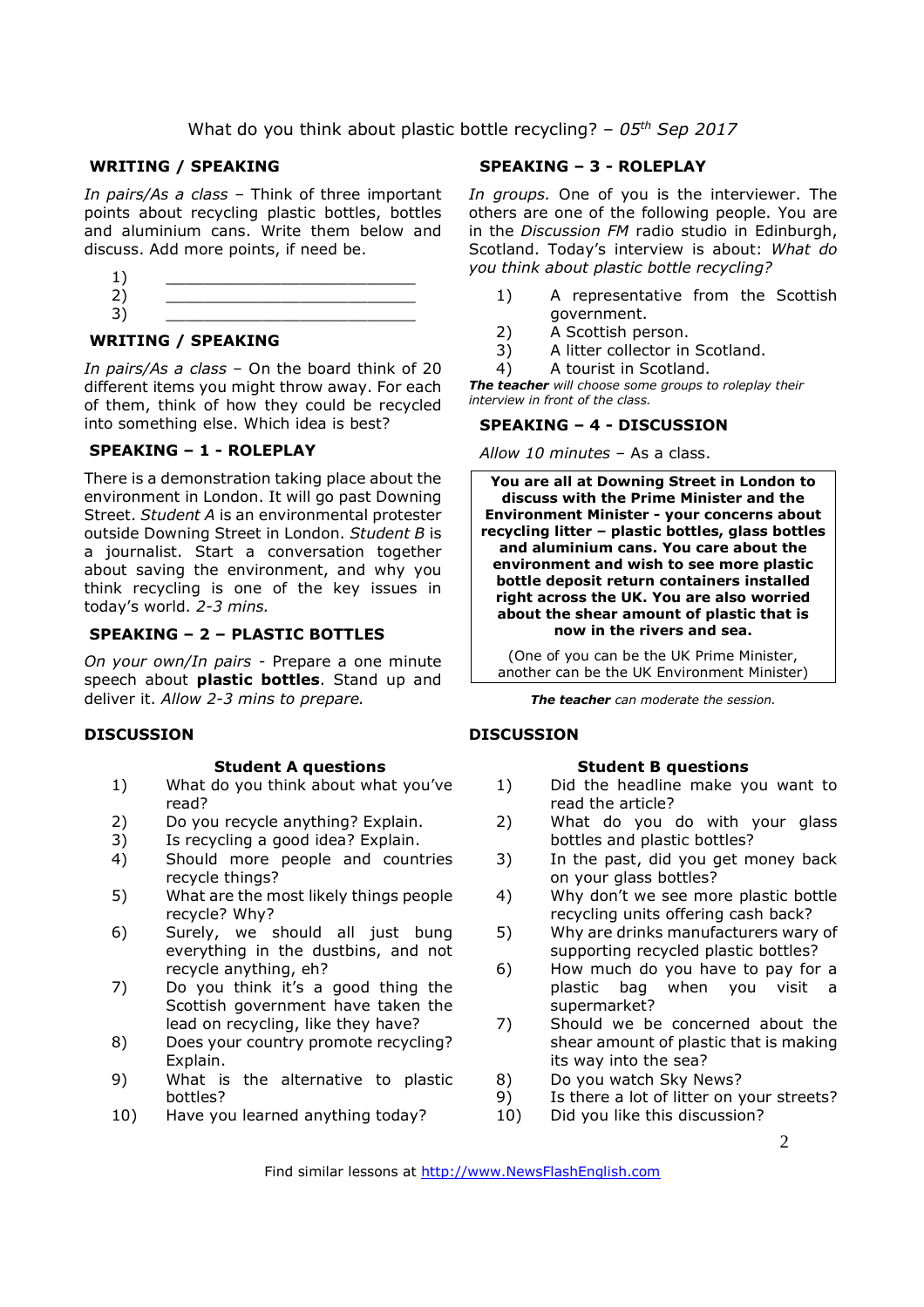What do you think about plastic bottle recycling? – *05th Sep 2017*

### WRITING / SPEAKING

*In pairs/As a class* – Think of three important points about recycling plastic bottles, bottles and aluminium cans. Write them below and discuss. Add more points, if need be.

1) ___________________________
2) ___________________________
3) ___________________________

### WRITING / SPEAKING

*In pairs/As a class* – On the board think of 20 different items you might throw away. For each of them, think of how they could be recycled into something else. Which idea is best?

### SPEAKING – 1 - ROLEPLAY

There is a demonstration taking place about the environment in London. It will go past Downing Street. *Student A* is an environmental protester outside Downing Street in London. *Student B* is a journalist. Start a conversation together about saving the environment, and why you think recycling is one of the key issues in today's world. *2-3 mins.*

### SPEAKING – 2 – PLASTIC BOTTLES

*On your own/In pairs* - Prepare a one minute speech about **plastic bottles**. Stand up and deliver it. *Allow 2-3 mins to prepare.*

### SPEAKING – 3 - ROLEPLAY

*In groups.* One of you is the interviewer. The others are one of the following people. You are in the *Discussion FM* radio studio in Edinburgh, Scotland. Today's interview is about: *What do you think about plastic bottle recycling?*

1) A representative from the Scottish government.
2) A Scottish person.
3) A litter collector in Scotland.
4) A tourist in Scotland.

***The teacher*** *will choose some groups to roleplay their interview in front of the class.*

### SPEAKING – 4 - DISCUSSION

*Allow 10 minutes* – As a class.

**You are all at Downing Street in London to discuss with the Prime Minister and the Environment Minister - your concerns about recycling litter – plastic bottles, glass bottles and aluminium cans. You care about the environment and wish to see more plastic bottle deposit return containers installed right across the UK. You are also worried about the shear amount of plastic that is now in the rivers and sea.**

(One of you can be the UK Prime Minister, another can be the UK Environment Minister)

***The teacher*** *can moderate the session.*

### DISCUSSION

**Student A questions**

1) What do you think about what you've read?
2) Do you recycle anything? Explain.
3) Is recycling a good idea? Explain.
4) Should more people and countries recycle things?
5) What are the most likely things people recycle? Why?
6) Surely, we should all just bung everything in the dustbins, and not recycle anything, eh?
7) Do you think it's a good thing the Scottish government have taken the lead on recycling, like they have?
8) Does your country promote recycling? Explain.
9) What is the alternative to plastic bottles?
10) Have you learned anything today?

### DISCUSSION

**Student B questions**

1) Did the headline make you want to read the article?
2) What do you do with your glass bottles and plastic bottles?
3) In the past, did you get money back on your glass bottles?
4) Why don't we see more plastic bottle recycling units offering cash back?
5) Why are drinks manufacturers wary of supporting recycled plastic bottles?
6) How much do you have to pay for a plastic bag when you visit a supermarket?
7) Should we be concerned about the shear amount of plastic that is making its way into the sea?
8) Do you watch Sky News?
9) Is there a lot of litter on your streets?
10) Did you like this discussion?

Find similar lessons at http://www.NewsFlashEnglish.com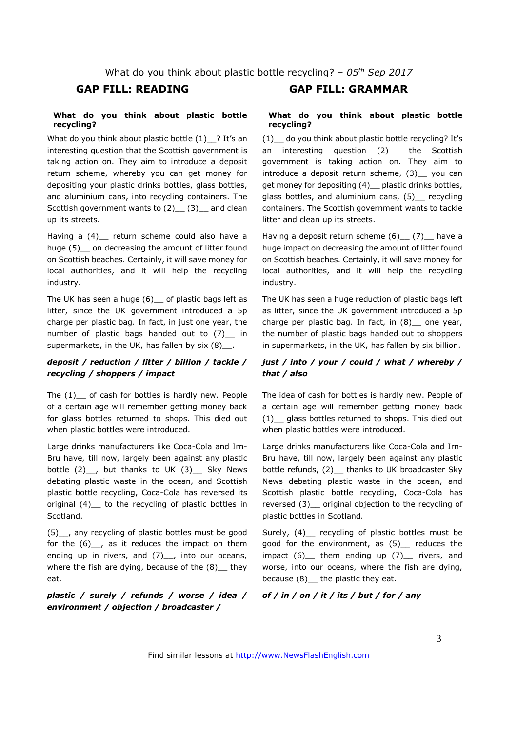What do you think about plastic bottle recycling? – *05th Sep 2017*

## GAP FILL: READING

**What do you think about plastic bottle recycling?**

What do you think about plastic bottle (1)__? It's an interesting question that the Scottish government is taking action on. They aim to introduce a deposit return scheme, whereby you can get money for depositing your plastic drinks bottles, glass bottles, and aluminium cans, into recycling containers. The Scottish government wants to (2)__ (3)__ and clean up its streets.

Having a (4)__ return scheme could also have a huge (5)__ on decreasing the amount of litter found on Scottish beaches. Certainly, it will save money for local authorities, and it will help the recycling industry.

The UK has seen a huge (6)__ of plastic bags left as litter, since the UK government introduced a 5p charge per plastic bag. In fact, in just one year, the number of plastic bags handed out to (7)__ in supermarkets, in the UK, has fallen by six (8)__.

***deposit / reduction / litter / billion / tackle / recycling / shoppers / impact***

The (1)__ of cash for bottles is hardly new. People of a certain age will remember getting money back for glass bottles returned to shops. This died out when plastic bottles were introduced.

Large drinks manufacturers like Coca-Cola and Irn-Bru have, till now, largely been against any plastic bottle (2)__, but thanks to UK (3)__ Sky News debating plastic waste in the ocean, and Scottish plastic bottle recycling, Coca-Cola has reversed its original (4)__ to the recycling of plastic bottles in Scotland.

(5)__, any recycling of plastic bottles must be good for the (6)__, as it reduces the impact on them ending up in rivers, and (7)__, into our oceans, where the fish are dying, because of the (8)__ they eat.

***plastic / surely / refunds / worse / idea / environment / objection / broadcaster /***

## GAP FILL: GRAMMAR

**What do you think about plastic bottle recycling?**

(1)__ do you think about plastic bottle recycling? It's an interesting question (2)__ the Scottish government is taking action on. They aim to introduce a deposit return scheme, (3)__ you can get money for depositing (4)__ plastic drinks bottles, glass bottles, and aluminium cans, (5)__ recycling containers. The Scottish government wants to tackle litter and clean up its streets.

Having a deposit return scheme (6)__ (7)__ have a huge impact on decreasing the amount of litter found on Scottish beaches. Certainly, it will save money for local authorities, and it will help the recycling industry.

The UK has seen a huge reduction of plastic bags left as litter, since the UK government introduced a 5p charge per plastic bag. In fact, in (8)__ one year, the number of plastic bags handed out to shoppers in supermarkets, in the UK, has fallen by six billion.

***just / into / your / could / what / whereby / that / also***

The idea of cash for bottles is hardly new. People of a certain age will remember getting money back (1)__ glass bottles returned to shops. This died out when plastic bottles were introduced.

Large drinks manufacturers like Coca-Cola and Irn-Bru have, till now, largely been against any plastic bottle refunds, (2)__ thanks to UK broadcaster Sky News debating plastic waste in the ocean, and Scottish plastic bottle recycling, Coca-Cola has reversed (3)__ original objection to the recycling of plastic bottles in Scotland.

Surely, (4)__ recycling of plastic bottles must be good for the environment, as (5)__ reduces the impact (6)__ them ending up (7)__ rivers, and worse, into our oceans, where the fish are dying, because (8)__ the plastic they eat.

***of / in / on / it / its / but / for / any***

Find similar lessons at http://www.NewsFlashEnglish.com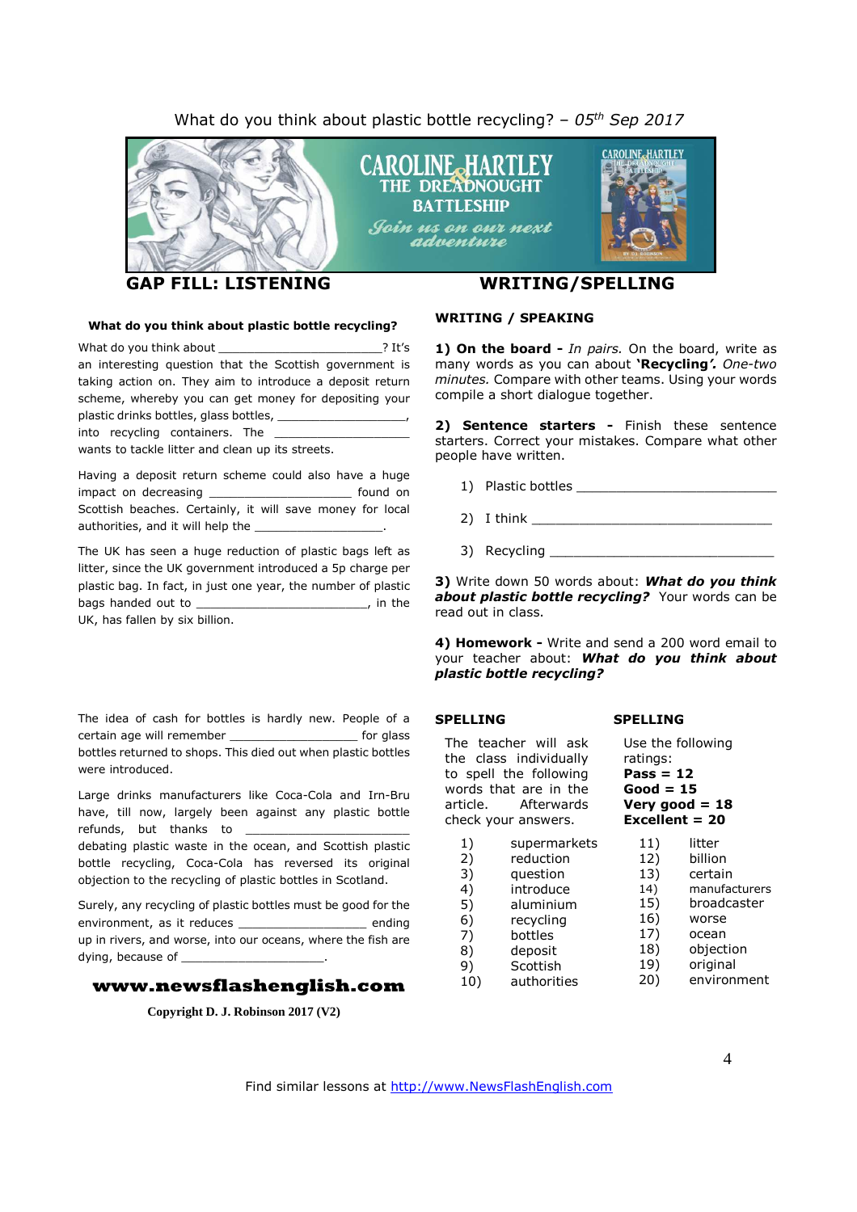What do you think about plastic bottle recycling? – 05th Sep 2017

CAROLINE HARTLEY THE DREADNOUGHT BATTLESHIP *Join us on our next adventure*

## GAP FILL: LISTENING

### What do you think about plastic bottle recycling?

What do you think about ______________________? It's an interesting question that the Scottish government is taking action on. They aim to introduce a deposit return scheme, whereby you can get money for depositing your plastic drinks bottles, glass bottles, __________________, into recycling containers. The __________________ wants to tackle litter and clean up its streets.

Having a deposit return scheme could also have a huge impact on decreasing ____________________ found on Scottish beaches. Certainly, it will save money for local authorities, and it will help the __________________.

The UK has seen a huge reduction of plastic bags left as litter, since the UK government introduced a 5p charge per plastic bag. In fact, in just one year, the number of plastic bags handed out to ________________________, in the UK, has fallen by six billion.

The idea of cash for bottles is hardly new. People of a certain age will remember __________________ for glass bottles returned to shops. This died out when plastic bottles were introduced.

Large drinks manufacturers like Coca-Cola and Irn-Bru have, till now, largely been against any plastic bottle refunds, but thanks to ________________________ debating plastic waste in the ocean, and Scottish plastic bottle recycling, Coca-Cola has reversed its original objection to the recycling of plastic bottles in Scotland.

Surely, any recycling of plastic bottles must be good for the environment, as it reduces __________________ ending up in rivers, and worse, into our oceans, where the fish are dying, because of ____________________.

**www.newsflashenglish.com**

**Copyright D. J. Robinson 2017 (V2)**

## WRITING/SPELLING

### WRITING / SPEAKING

**1) On the board -** *In pairs.* On the board, write as many words as you can about **'Recycling'.** *One-two minutes.* Compare with other teams. Using your words compile a short dialogue together.

**2) Sentence starters -** Finish these sentence starters. Correct your mistakes. Compare what other people have written.

1) Plastic bottles ________________________

2) I think ________________________________

3) Recycling ____________________________

**3)** Write down 50 words about: ***What do you think about plastic bottle recycling?*** Your words can be read out in class.

**4) Homework -** Write and send a 200 word email to your teacher about: ***What do you think about plastic bottle recycling?***

### SPELLING

The teacher will ask the class individually to spell the following words that are in the article. Afterwards check your answers.

1) supermarkets
2) reduction
3) question
4) introduce
5) aluminium
6) recycling
7) bottles
8) deposit
9) Scottish
10) authorities
11) litter
12) billion
13) certain
14) manufacturers
15) broadcaster
16) worse
17) ocean
18) objection
19) original
20) environment

### SPELLING

Use the following ratings:
**Pass = 12**
**Good = 15**
**Very good = 18**
**Excellent = 20**

Find similar lessons at http://www.NewsFlashEnglish.com